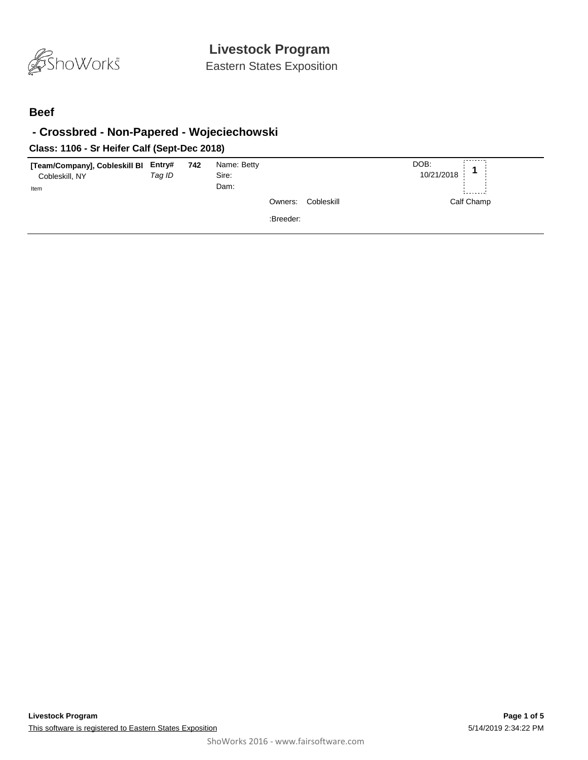# Livestock Program

Eastern States Exposition

## Beef

## - Crossbred - Non-Papered - Wojeciechowski

### Class: 1106 - Sr Heifer Calf (Sept-Dec 2018)

**[Team/Company], Cobleskill Bl**
Cobleskill, NY
Item

**Entry#** *Tag ID* **742**

Name: Betty
Sire:
Dam:

Owners: Cobleskill

:Breeder:

DOB: 10/21/2018

**1**

Calf Champ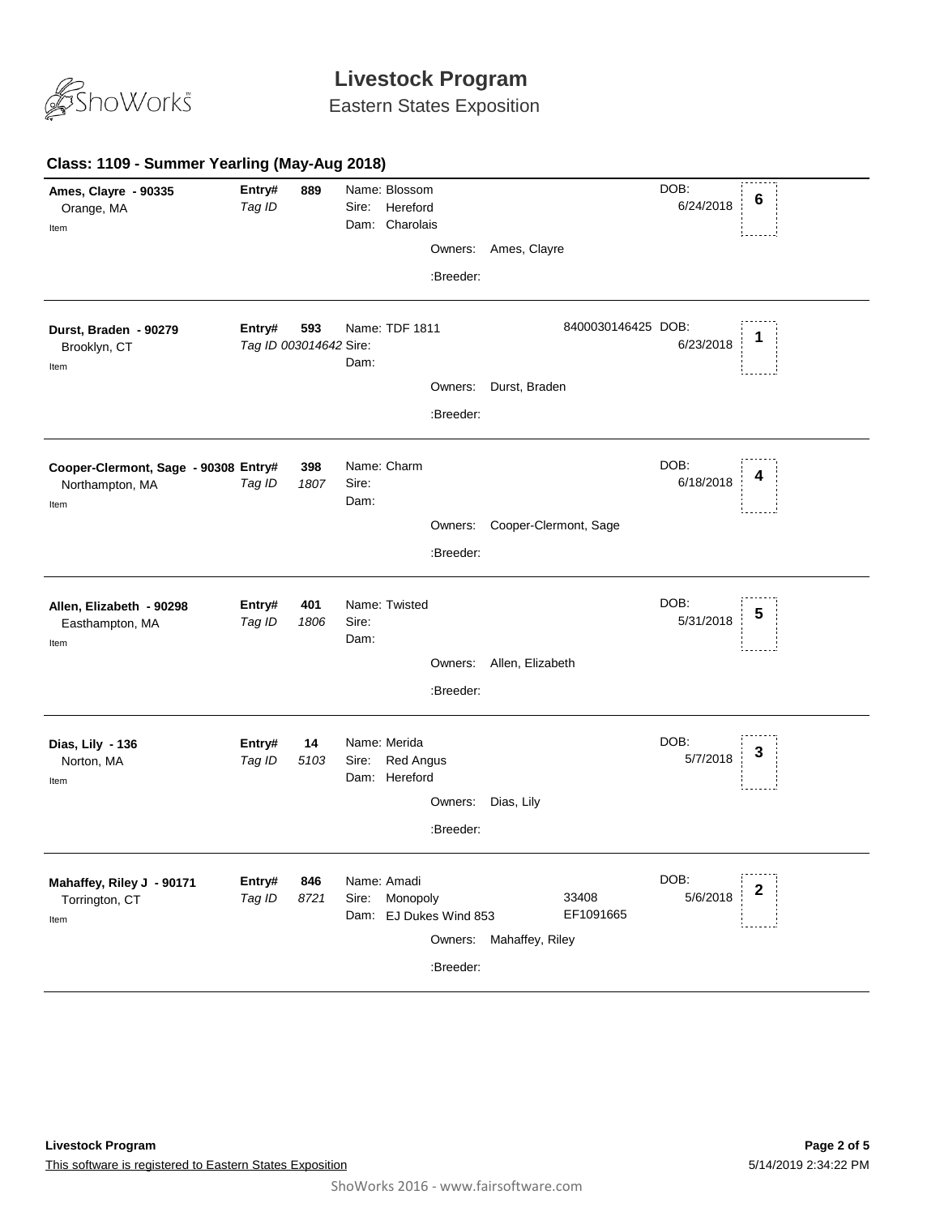# Livestock Program

Eastern States Exposition

## Class: 1109 - Summer Yearling (May-Aug 2018)

**Ames, Clayre - 90335**
Orange, MA
Item

**Entry#** **889**
*Tag ID*

Name: Blossom
Sire: Hereford
Dam: Charolais

Owners: Ames, Clayre
:Breeder:

DOB: 6/24/2018

**6**

---

**Durst, Braden - 90279**
Brooklyn, CT
Item

**Entry#** **593**
*Tag ID 003014642*

Name: TDF 1811
Sire:
Dam:

8400030146425

Owners: Durst, Braden
:Breeder:

DOB: 6/23/2018

**1**

---

**Cooper-Clermont, Sage - 90308**
Northampton, MA
Item

**Entry#** **398**
*Tag ID* *1807*

Name: Charm
Sire:
Dam:

Owners: Cooper-Clermont, Sage
:Breeder:

DOB: 6/18/2018

**4**

---

**Allen, Elizabeth - 90298**
Easthampton, MA
Item

**Entry#** **401**
*Tag ID* *1806*

Name: Twisted
Sire:
Dam:

Owners: Allen, Elizabeth
:Breeder:

DOB: 5/31/2018

**5**

---

**Dias, Lily - 136**
Norton, MA
Item

**Entry#** **14**
*Tag ID* *5103*

Name: Merida
Sire: Red Angus
Dam: Hereford

Owners: Dias, Lily
:Breeder:

DOB: 5/7/2018

**3**

---

**Mahaffey, Riley J - 90171**
Torrington, CT
Item

**Entry#** **846**
*Tag ID* *8721*

Name: Amadi
Sire: Monopoly
Dam: EJ Dukes Wind 853

33408
EF1091665

Owners: Mahaffey, Riley
:Breeder:

DOB: 5/6/2018

**2**

---

**Livestock Program**
This software is registered to Eastern States Exposition

5/14/2019 2:34:22 PM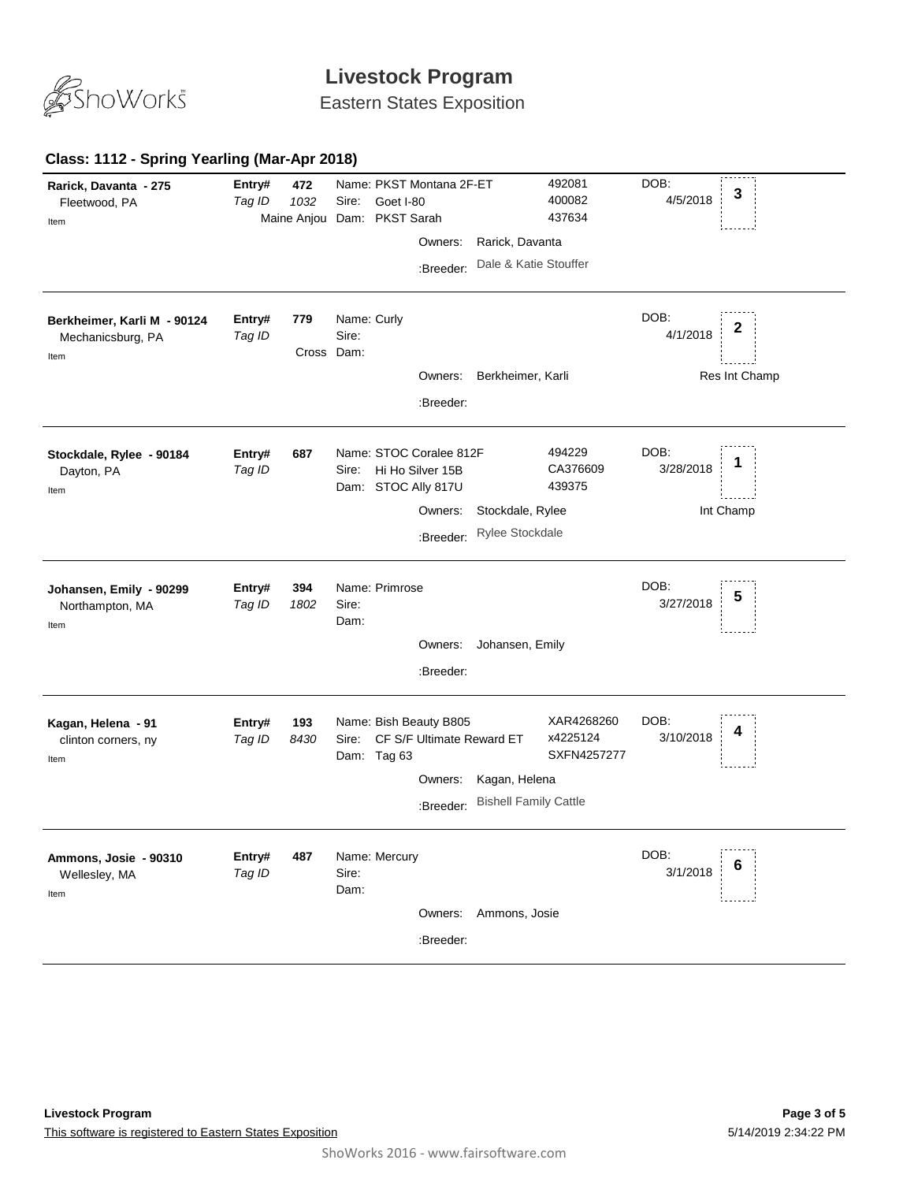# Livestock Program

Eastern States Exposition

## Class: 1112 - Spring Yearling (Mar-Apr 2018)

**Rarick, Davanta - 275**
Fleetwood, PA
Item

**Entry#** 472
*Tag ID* 1032
Maine Anjou

Name: PKST Montana 2F-ET — 492081
Sire: Goet I-80 — 400082
Dam: PKST Sarah — 437634

Owners: Rarick, Davanta
:Breeder: Dale & Katie Stouffer

DOB: 4/5/2018
Placing: **3**

---

**Berkheimer, Karli M - 90124**
Mechanicsburg, PA
Item

**Entry#** 779
*Tag ID*
Cross

Name: Curly
Sire:
Dam:

Owners: Berkheimer, Karli
:Breeder:

DOB: 4/1/2018
Placing: **2**
Res Int Champ

---

**Stockdale, Rylee - 90184**
Dayton, PA
Item

**Entry#** 687
*Tag ID*

Name: STOC Coralee 812F — 494229
Sire: Hi Ho Silver 15B — CA376609
Dam: STOC Ally 817U — 439375

Owners: Stockdale, Rylee
:Breeder: Rylee Stockdale

DOB: 3/28/2018
Placing: **1**
Int Champ

---

**Johansen, Emily - 90299**
Northampton, MA
Item

**Entry#** 394
*Tag ID* 1802

Name: Primrose
Sire:
Dam:

Owners: Johansen, Emily
:Breeder:

DOB: 3/27/2018
Placing: **5**

---

**Kagan, Helena - 91**
clinton corners, ny
Item

**Entry#** 193
*Tag ID* 8430

Name: Bish Beauty B805 — XAR4268260
Sire: CF S/F Ultimate Reward ET — x4225124
Dam: Tag 63 — SXFN4257277

Owners: Kagan, Helena
:Breeder: Bishell Family Cattle

DOB: 3/10/2018
Placing: **4**

---

**Ammons, Josie - 90310**
Wellesley, MA
Item

**Entry#** 487
*Tag ID*

Name: Mercury
Sire:
Dam:

Owners: Ammons, Josie
:Breeder:

DOB: 3/1/2018
Placing: **6**

---

**Livestock Program**
This software is registered to Eastern States Exposition

5/14/2019 2:34:22 PM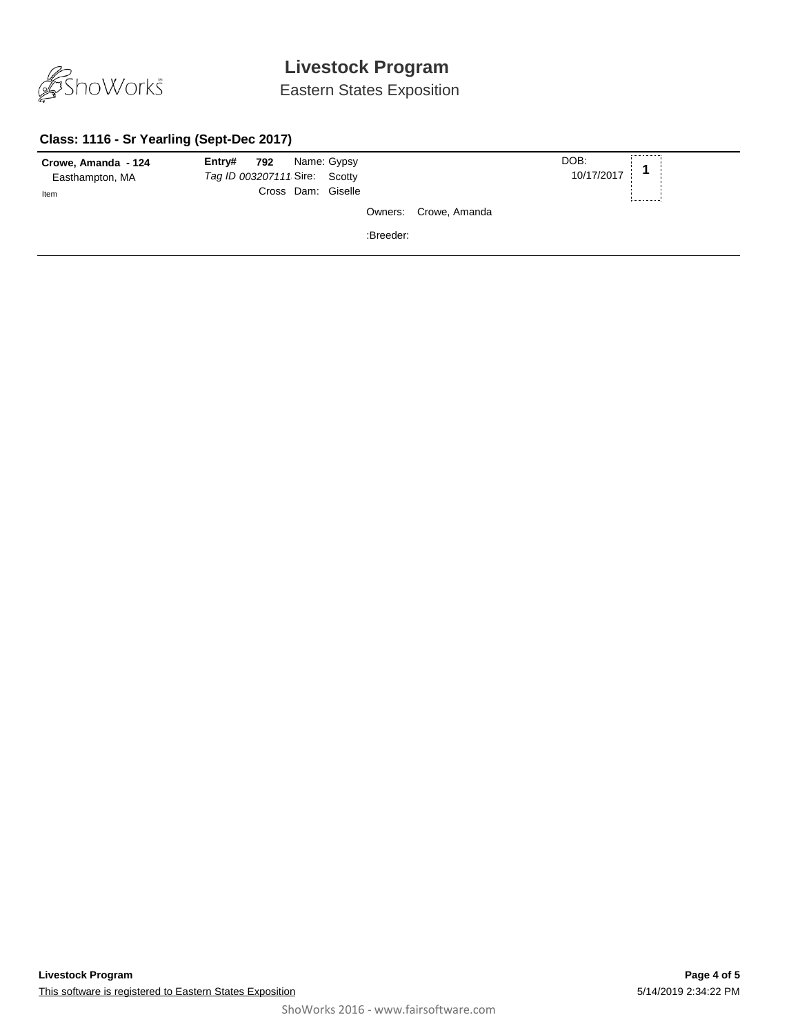# Livestock Program

Eastern States Exposition

### Class: 1116 - Sr Yearling (Sept-Dec 2017)

**Crowe, Amanda - 124**
Easthampton, MA
Item

**Entry# 792** Name: Gypsy
*Tag ID 003207111* Sire: Scotty
Cross Dam: Giselle

Owners: Crowe, Amanda

:Breeder:

DOB: 10/17/2017

**1**

**Livestock Program**
This software is registered to Eastern States Exposition

5/14/2019 2:34:22 PM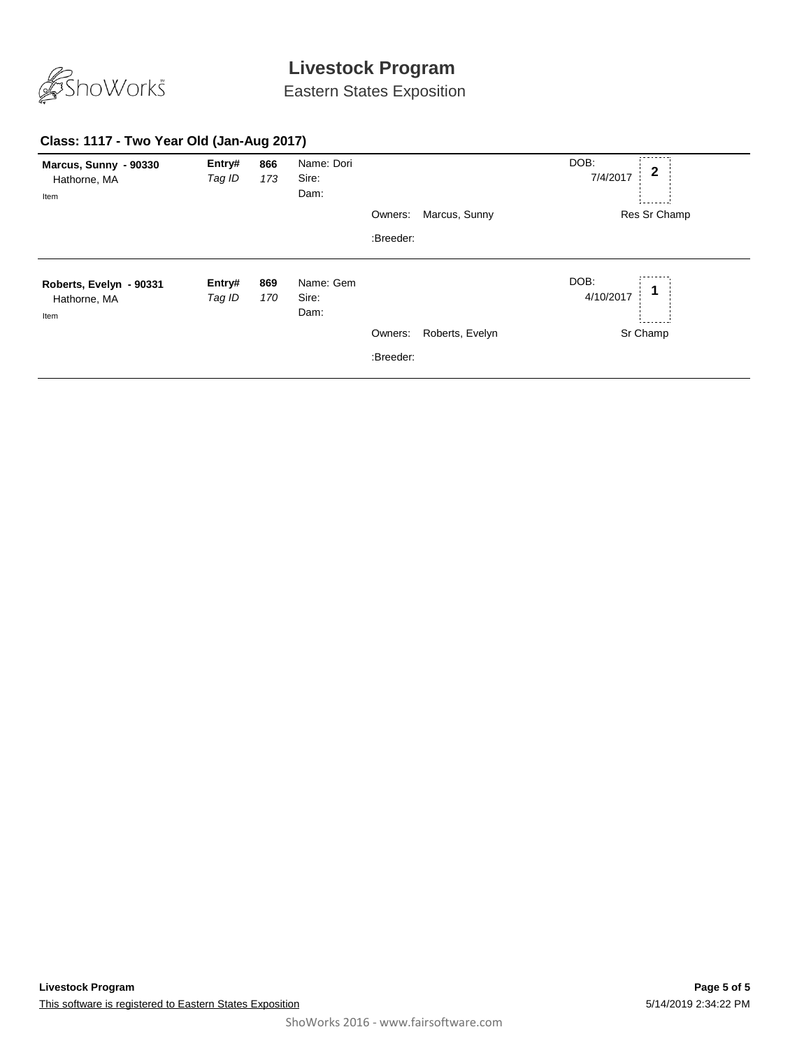# Livestock Program

Eastern States Exposition

### Class: 1117 - Two Year Old (Jan-Aug 2017)

**Marcus, Sunny - 90330**
Hathorne, MA
Item

**Entry#** **866**
*Tag ID* *173*

Name: Dori
Sire:
Dam:

Owners: Marcus, Sunny
:Breeder:

DOB: 7/4/2017

**2**

Res Sr Champ

---

**Roberts, Evelyn - 90331**
Hathorne, MA
Item

**Entry#** **869**
*Tag ID* *170*

Name: Gem
Sire:
Dam:

Owners: Roberts, Evelyn
:Breeder:

DOB: 4/10/2017

**1**

Sr Champ

---

**Livestock Program**

This software is registered to Eastern States Exposition

5/14/2019 2:34:22 PM

ShoWorks 2016 - www.fairsoftware.com